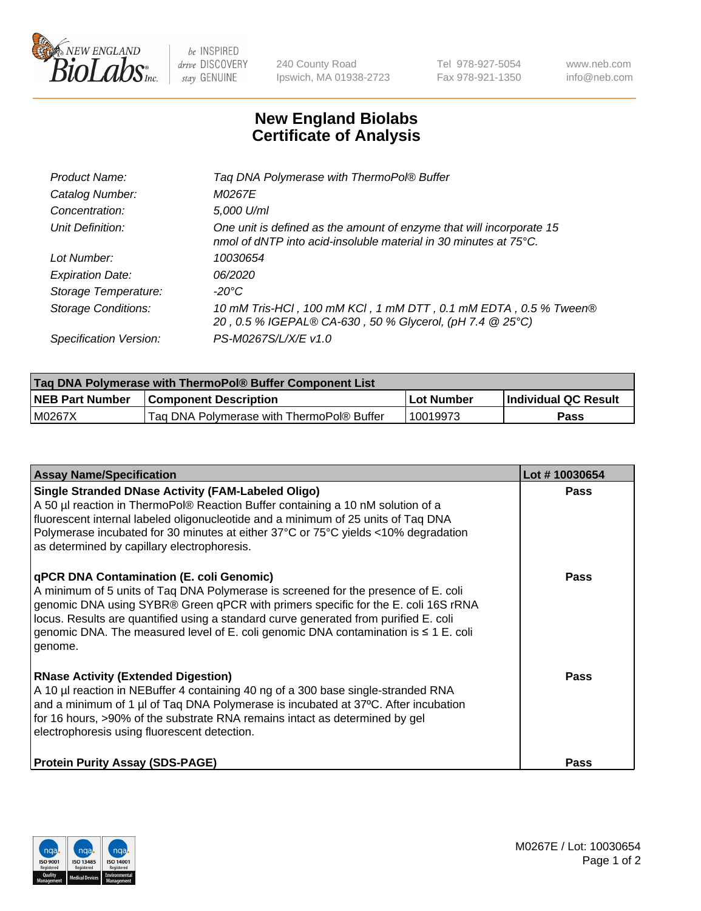NEW ENGLAND BioLabs Inc. — be INSPIRED drive DISCOVERY stay GENUINE

240 County Road
Ipswich, MA 01938-2723

Tel 978-927-5054
Fax 978-921-1350

www.neb.com
info@neb.com

# New England Biolabs
# Certificate of Analysis

| | |
|---|---|
| *Product Name:* | *Taq DNA Polymerase with ThermoPol® Buffer* |
| *Catalog Number:* | *M0267E* |
| *Concentration:* | *5,000 U/ml* |
| *Unit Definition:* | *One unit is defined as the amount of enzyme that will incorporate 15 nmol of dNTP into acid-insoluble material in 30 minutes at 75°C.* |
| *Lot Number:* | *10030654* |
| *Expiration Date:* | *06/2020* |
| *Storage Temperature:* | *-20°C* |
| *Storage Conditions:* | *10 mM Tris-HCl , 100 mM KCl , 1 mM DTT , 0.1 mM EDTA , 0.5 % Tween® 20 , 0.5 % IGEPAL® CA-630 , 50 % Glycerol, (pH 7.4 @ 25°C)* |
| *Specification Version:* | *PS-M0267S/L/X/E v1.0* |

| Taq DNA Polymerase with ThermoPol® Buffer Component List | | | |
|---|---|---|---|
| **NEB Part Number** | **Component Description** | **Lot Number** | **Individual QC Result** |
| M0267X | Taq DNA Polymerase with ThermoPol® Buffer | 10019973 | **Pass** |

| Assay Name/Specification | Lot # 10030654 |
|---|---|
| **Single Stranded DNase Activity (FAM-Labeled Oligo)**<br>A 50 µl reaction in ThermoPol® Reaction Buffer containing a 10 nM solution of a fluorescent internal labeled oligonucleotide and a minimum of 25 units of Taq DNA Polymerase incubated for 30 minutes at either 37°C or 75°C yields <10% degradation as determined by capillary electrophoresis. | **Pass** |
| **qPCR DNA Contamination (E. coli Genomic)**<br>A minimum of 5 units of Taq DNA Polymerase is screened for the presence of E. coli genomic DNA using SYBR® Green qPCR with primers specific for the E. coli 16S rRNA locus. Results are quantified using a standard curve generated from purified E. coli genomic DNA. The measured level of E. coli genomic DNA contamination is ≤ 1 E. coli genome. | **Pass** |
| **RNase Activity (Extended Digestion)**<br>A 10 µl reaction in NEBuffer 4 containing 40 ng of a 300 base single-stranded RNA and a minimum of 1 µl of Taq DNA Polymerase is incubated at 37ºC. After incubation for 16 hours, >90% of the substrate RNA remains intact as determined by gel electrophoresis using fluorescent detection. | **Pass** |
| **Protein Purity Assay (SDS-PAGE)** | **Pass** |

M0267E / Lot: 10030654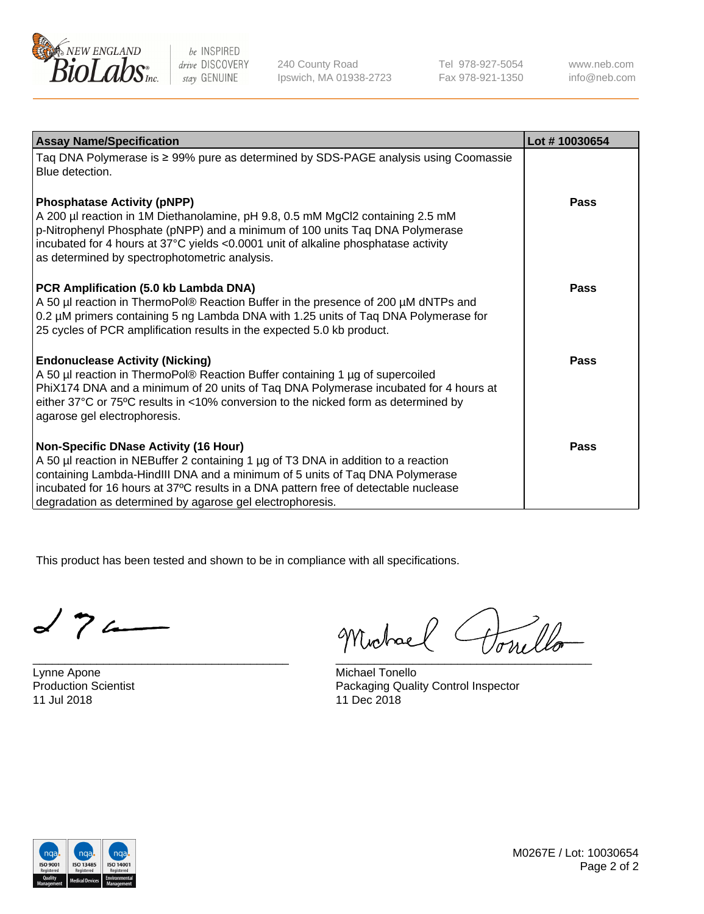| Assay Name/Specification | Lot # 10030654 |
|---|---|
| Taq DNA Polymerase is ≥ 99% pure as determined by SDS-PAGE analysis using Coomassie Blue detection. | |
| **Phosphatase Activity (pNPP)**<br>A 200 µl reaction in 1M Diethanolamine, pH 9.8, 0.5 mM $MgCl_2$ containing 2.5 mM p-Nitrophenyl Phosphate (pNPP) and a minimum of 100 units Taq DNA Polymerase incubated for 4 hours at 37°C yields <0.0001 unit of alkaline phosphatase activity as determined by spectrophotometric analysis. | **Pass** |
| **PCR Amplification (5.0 kb Lambda DNA)**<br>A 50 µl reaction in ThermoPol® Reaction Buffer in the presence of 200 µM dNTPs and 0.2 µM primers containing 5 ng Lambda DNA with 1.25 units of Taq DNA Polymerase for 25 cycles of PCR amplification results in the expected 5.0 kb product. | **Pass** |
| **Endonuclease Activity (Nicking)**<br>A 50 µl reaction in ThermoPol® Reaction Buffer containing 1 µg of supercoiled PhiX174 DNA and a minimum of 20 units of Taq DNA Polymerase incubated for 4 hours at either 37°C or 75ºC results in <10% conversion to the nicked form as determined by agarose gel electrophoresis. | **Pass** |
| **Non-Specific DNase Activity (16 Hour)**<br>A 50 µl reaction in NEBuffer 2 containing 1 µg of T3 DNA in addition to a reaction containing Lambda-HindIII DNA and a minimum of 5 units of Taq DNA Polymerase incubated for 16 hours at 37ºC results in a DNA pattern free of detectable nuclease degradation as determined by agarose gel electrophoresis. | **Pass** |

This product has been tested and shown to be in compliance with all specifications.

Lynne Apone
Production Scientist
11 Jul 2018

Michael Tonello
Packaging Quality Control Inspector
11 Dec 2018

M0267E / Lot: 10030654